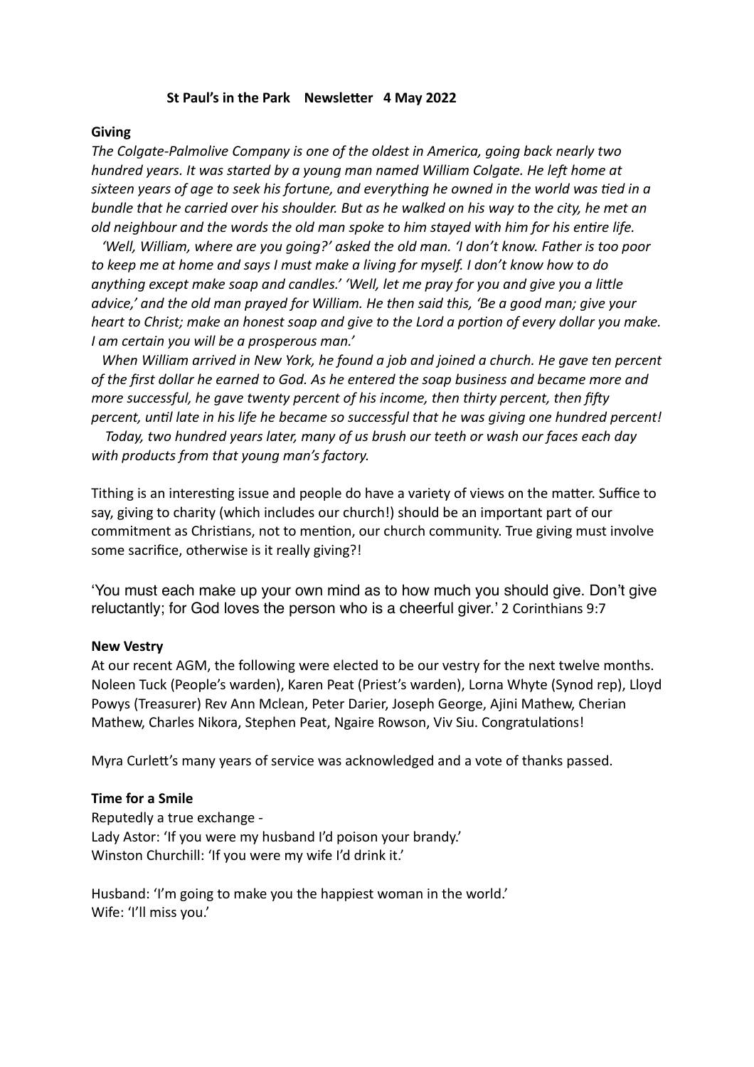# St Paul's in the Park Newsletter 4 May 2022

**Giving**

*The Colgate-Palmolive Company is one of the oldest in America, going back nearly two hundred years. It was started by a young man named William Colgate. He left home at sixteen years of age to seek his fortune, and everything he owned in the world was tied in a bundle that he carried over his shoulder. But as he walked on his way to the city, he met an old neighbour and the words the old man spoke to him stayed with him for his entire life.*

*'Well, William, where are you going?' asked the old man. 'I don't know. Father is too poor to keep me at home and says I must make a living for myself. I don't know how to do anything except make soap and candles.' 'Well, let me pray for you and give you a little advice,' and the old man prayed for William. He then said this, 'Be a good man; give your heart to Christ; make an honest soap and give to the Lord a portion of every dollar you make. I am certain you will be a prosperous man.'*

*When William arrived in New York, he found a job and joined a church. He gave ten percent of the first dollar he earned to God. As he entered the soap business and became more and more successful, he gave twenty percent of his income, then thirty percent, then fifty percent, until late in his life he became so successful that he was giving one hundred percent!*

*Today, two hundred years later, many of us brush our teeth or wash our faces each day with products from that young man's factory.*

Tithing is an interesting issue and people do have a variety of views on the matter. Suffice to say, giving to charity (which includes our church!) should be an important part of our commitment as Christians, not to mention, our church community. True giving must involve some sacrifice, otherwise is it really giving?!

'You must each make up your own mind as to how much you should give. Don't give reluctantly; for God loves the person who is a cheerful giver.' 2 Corinthians 9:7

**New Vestry**

At our recent AGM, the following were elected to be our vestry for the next twelve months. Noleen Tuck (People's warden), Karen Peat (Priest's warden), Lorna Whyte (Synod rep), Lloyd Powys (Treasurer) Rev Ann Mclean, Peter Darier, Joseph George, Ajini Mathew, Cherian Mathew, Charles Nikora, Stephen Peat, Ngaire Rowson, Viv Siu. Congratulations!

Myra Curlett's many years of service was acknowledged and a vote of thanks passed.

**Time for a Smile**

Reputedly a true exchange -
Lady Astor: 'If you were my husband I'd poison your brandy.'
Winston Churchill: 'If you were my wife I'd drink it.'

Husband: 'I'm going to make you the happiest woman in the world.'
Wife: 'I'll miss you.'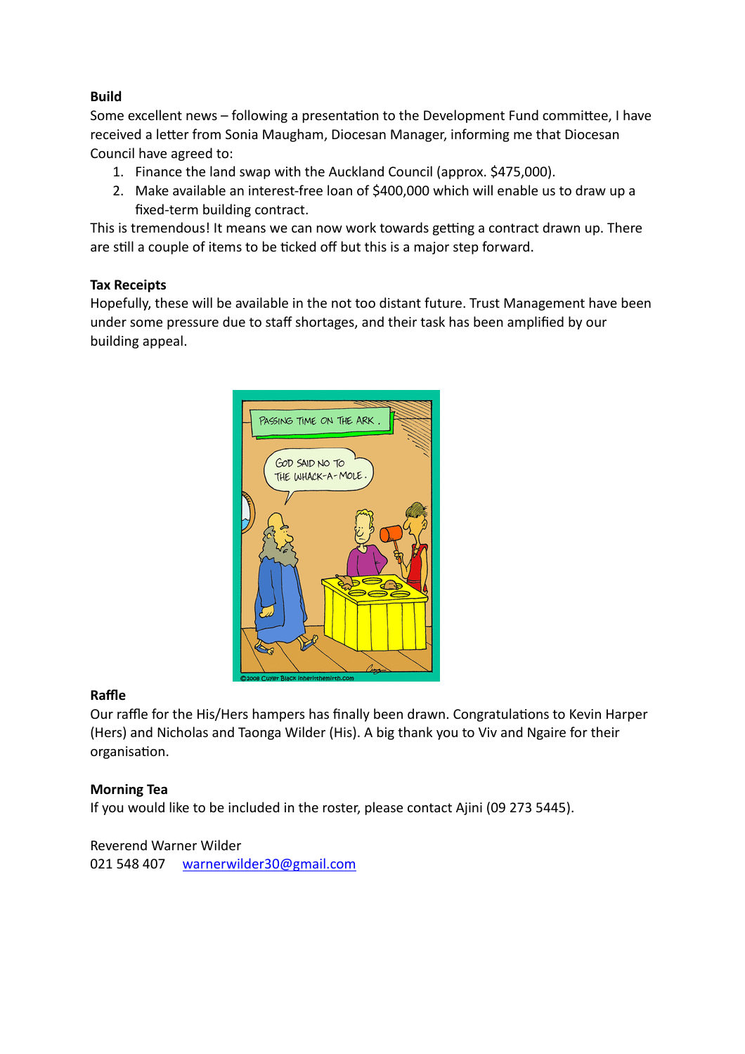**Build**

Some excellent news – following a presentation to the Development Fund committee, I have received a letter from Sonia Maugham, Diocesan Manager, informing me that Diocesan Council have agreed to:

1. Finance the land swap with the Auckland Council (approx. $475,000).
2. Make available an interest-free loan of $400,000 which will enable us to draw up a fixed-term building contract.

This is tremendous! It means we can now work towards getting a contract drawn up. There are still a couple of items to be ticked off but this is a major step forward.

**Tax Receipts**

Hopefully, these will be available in the not too distant future. Trust Management have been under some pressure due to staff shortages, and their task has been amplified by our building appeal.

**Raffle**

Our raffle for the His/Hers hampers has finally been drawn. Congratulations to Kevin Harper (Hers) and Nicholas and Taonga Wilder (His). A big thank you to Viv and Ngaire for their organisation.

**Morning Tea**

If you would like to be included in the roster, please contact Ajini (09 273 5445).

Reverend Warner Wilder
021 548 407 warnerwilder30@gmail.com